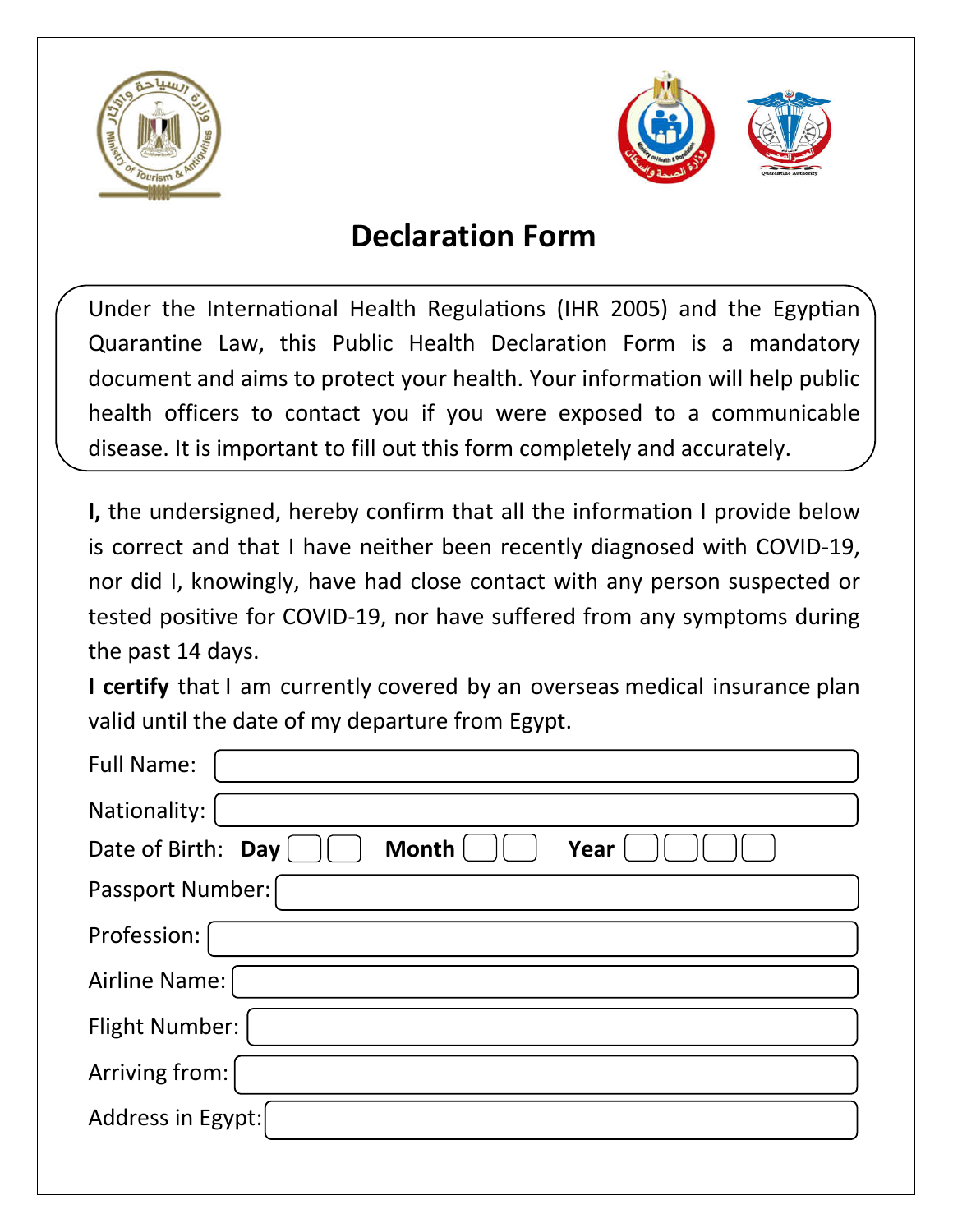# Declaration Form

Under the International Health Regulations (IHR 2005) and the Egyptian Quarantine Law, this Public Health Declaration Form is a mandatory document and aims to protect your health. Your information will help public health officers to contact you if you were exposed to a communicable disease. It is important to fill out this form completely and accurately.

**I,** the undersigned, hereby confirm that all the information I provide below is correct and that I have neither been recently diagnosed with COVID-19, nor did I, knowingly, have had close contact with any person suspected or tested positive for COVID-19, nor have suffered from any symptoms during the past 14 days.

**I certify** that I am currently covered by an overseas medical insurance plan valid until the date of my departure from Egypt.

Full Name:

Nationality:

Date of Birth: **Day** ☐☐ **Month** ☐☐ **Year** ☐☐☐☐

Passport Number:

Profession:

Airline Name:

Flight Number:

Arriving from:

Address in Egypt: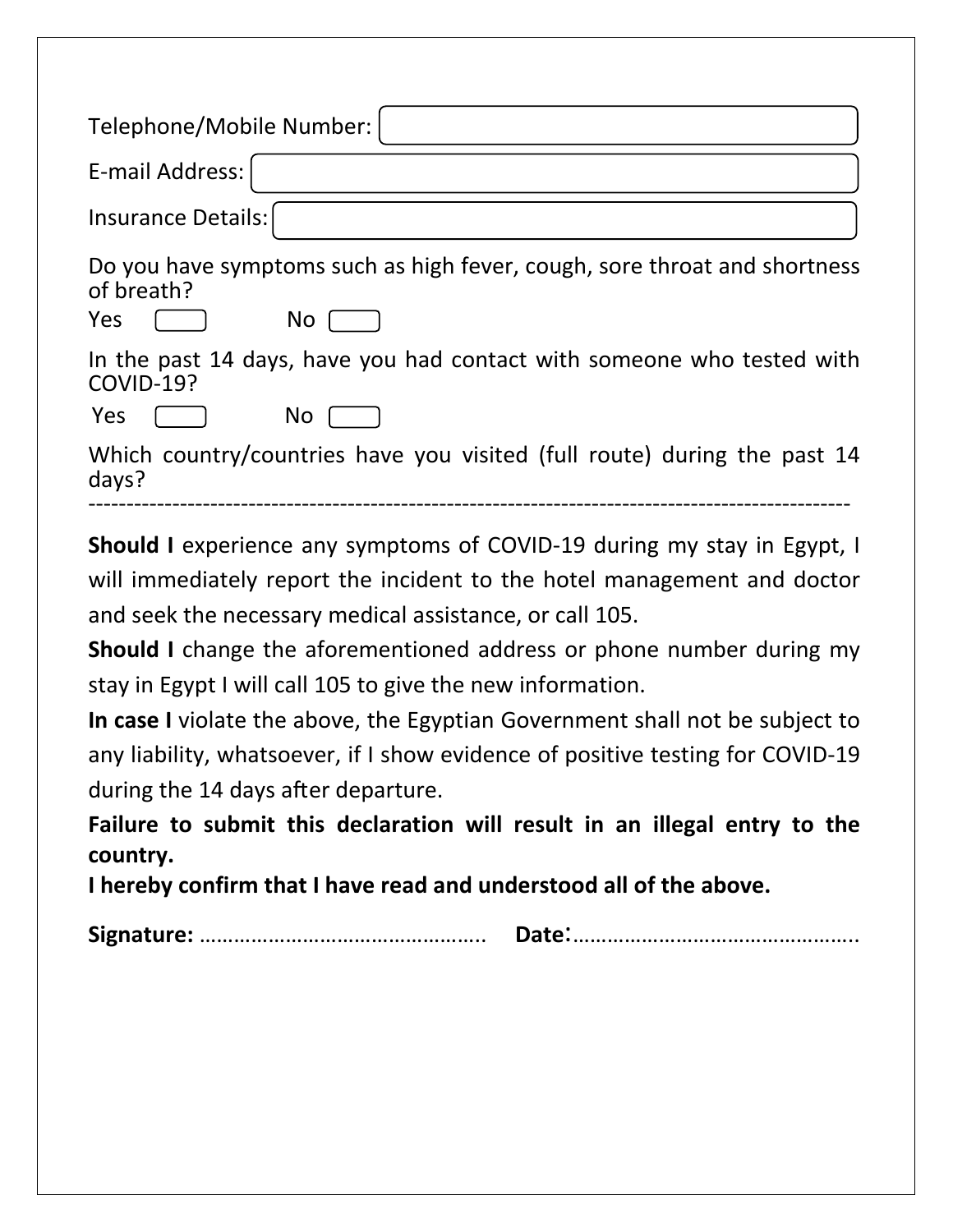Telephone/Mobile Number:

E-mail Address:

Insurance Details:

Do you have symptoms such as high fever, cough, sore throat and shortness of breath?

Yes ☐ No ☐

In the past 14 days, have you had contact with someone who tested with COVID-19?

Yes ☐ No ☐

Which country/countries have you visited (full route) during the past 14 days?

--------------------------------------------------------------------------------------------------

**Should I** experience any symptoms of COVID-19 during my stay in Egypt, I will immediately report the incident to the hotel management and doctor and seek the necessary medical assistance, or call 105.

**Should I** change the aforementioned address or phone number during my stay in Egypt I will call 105 to give the new information.

**In case I** violate the above, the Egyptian Government shall not be subject to any liability, whatsoever, if I show evidence of positive testing for COVID-19 during the 14 days after departure.

**Failure to submit this declaration will result in an illegal entry to the country.**

**I hereby confirm that I have read and understood all of the above.**

**Signature:** ………………………………………….. **Date:**…………………………………………..